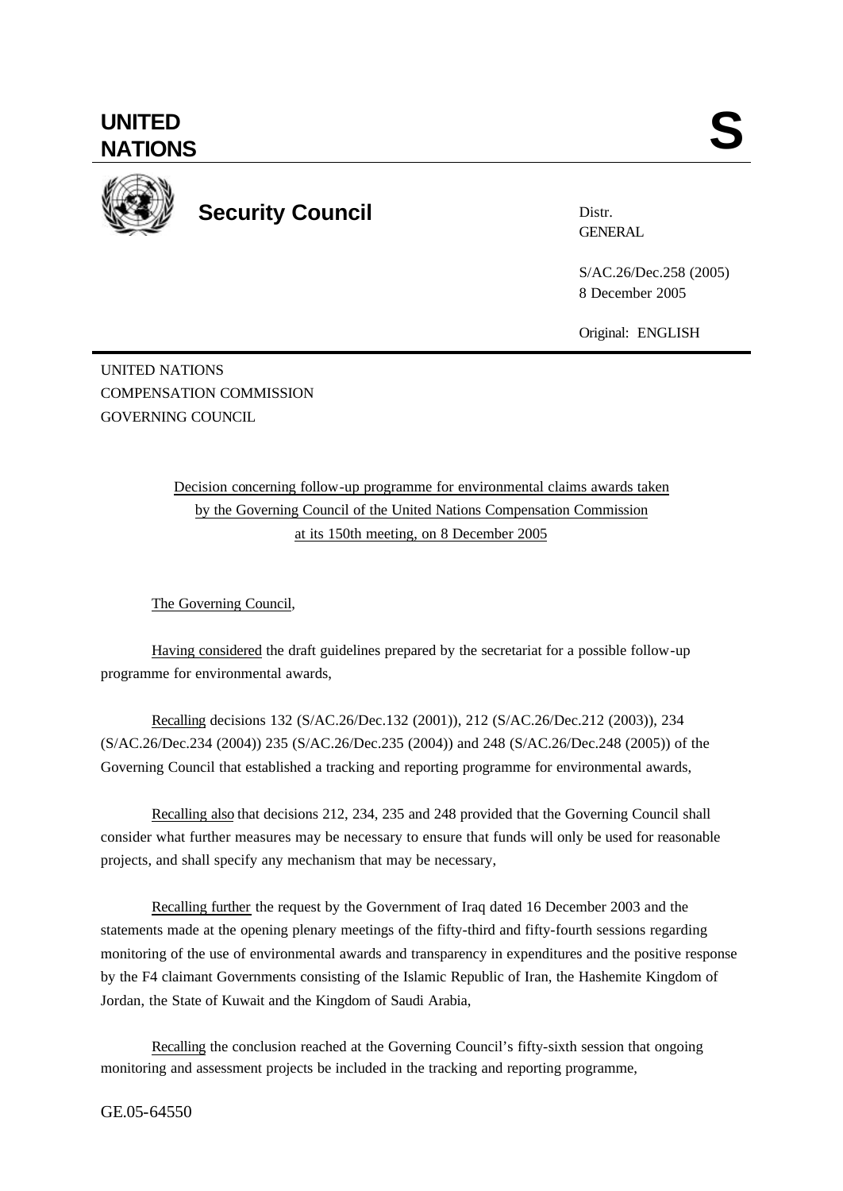**UNITED NATIONS** **S**

**Security Council**

Distr.
GENERAL

S/AC.26/Dec.258 (2005)
8 December 2005

Original: ENGLISH

UNITED NATIONS
COMPENSATION COMMISSION
GOVERNING COUNCIL

Decision concerning follow-up programme for environmental claims awards taken by the Governing Council of the United Nations Compensation Commission at its 150th meeting, on 8 December 2005

The Governing Council,

Having considered the draft guidelines prepared by the secretariat for a possible follow-up programme for environmental awards,

Recalling decisions 132 (S/AC.26/Dec.132 (2001)), 212 (S/AC.26/Dec.212 (2003)), 234 (S/AC.26/Dec.234 (2004)) 235 (S/AC.26/Dec.235 (2004)) and 248 (S/AC.26/Dec.248 (2005)) of the Governing Council that established a tracking and reporting programme for environmental awards,

Recalling also that decisions 212, 234, 235 and 248 provided that the Governing Council shall consider what further measures may be necessary to ensure that funds will only be used for reasonable projects, and shall specify any mechanism that may be necessary,

Recalling further the request by the Government of Iraq dated 16 December 2003 and the statements made at the opening plenary meetings of the fifty-third and fifty-fourth sessions regarding monitoring of the use of environmental awards and transparency in expenditures and the positive response by the F4 claimant Governments consisting of the Islamic Republic of Iran, the Hashemite Kingdom of Jordan, the State of Kuwait and the Kingdom of Saudi Arabia,

Recalling the conclusion reached at the Governing Council's fifty-sixth session that ongoing monitoring and assessment projects be included in the tracking and reporting programme,

GE.05-64550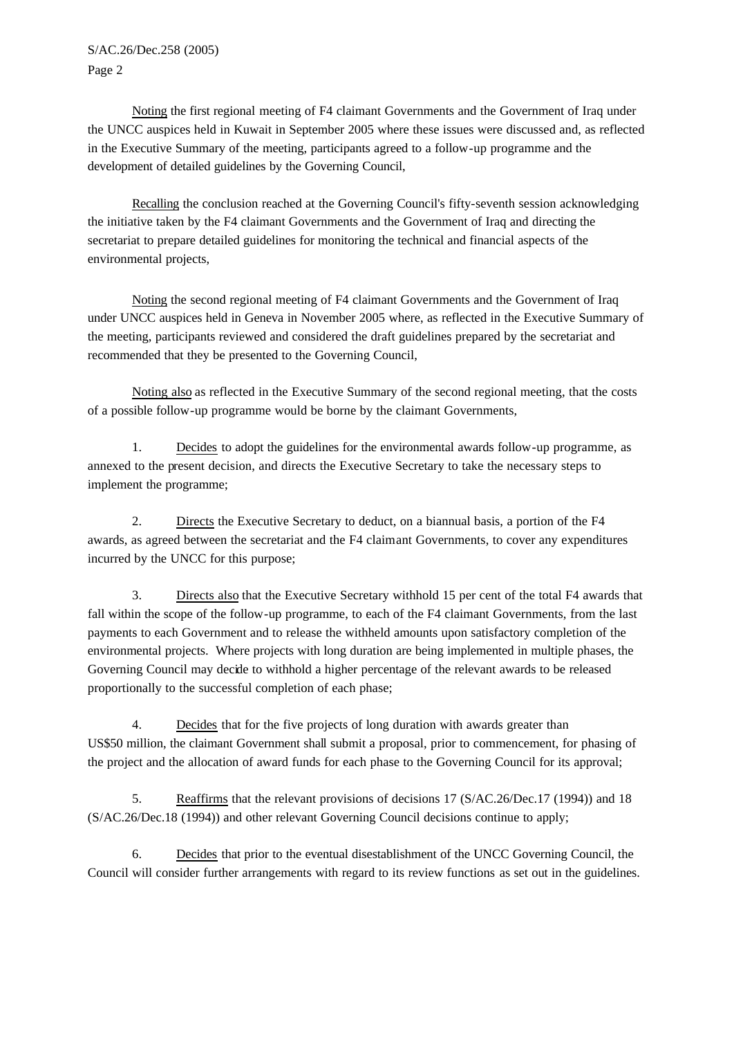Noting the first regional meeting of F4 claimant Governments and the Government of Iraq under the UNCC auspices held in Kuwait in September 2005 where these issues were discussed and, as reflected in the Executive Summary of the meeting, participants agreed to a follow-up programme and the development of detailed guidelines by the Governing Council,

Recalling the conclusion reached at the Governing Council's fifty-seventh session acknowledging the initiative taken by the F4 claimant Governments and the Government of Iraq and directing the secretariat to prepare detailed guidelines for monitoring the technical and financial aspects of the environmental projects,

Noting the second regional meeting of F4 claimant Governments and the Government of Iraq under UNCC auspices held in Geneva in November 2005 where, as reflected in the Executive Summary of the meeting, participants reviewed and considered the draft guidelines prepared by the secretariat and recommended that they be presented to the Governing Council,

Noting also as reflected in the Executive Summary of the second regional meeting, that the costs of a possible follow-up programme would be borne by the claimant Governments,

1. Decides to adopt the guidelines for the environmental awards follow-up programme, as annexed to the present decision, and directs the Executive Secretary to take the necessary steps to implement the programme;

2. Directs the Executive Secretary to deduct, on a biannual basis, a portion of the F4 awards, as agreed between the secretariat and the F4 claimant Governments, to cover any expenditures incurred by the UNCC for this purpose;

3. Directs also that the Executive Secretary withhold 15 per cent of the total F4 awards that fall within the scope of the follow-up programme, to each of the F4 claimant Governments, from the last payments to each Government and to release the withheld amounts upon satisfactory completion of the environmental projects. Where projects with long duration are being implemented in multiple phases, the Governing Council may decide to withhold a higher percentage of the relevant awards to be released proportionally to the successful completion of each phase;

4. Decides that for the five projects of long duration with awards greater than US$50 million, the claimant Government shall submit a proposal, prior to commencement, for phasing of the project and the allocation of award funds for each phase to the Governing Council for its approval;

5. Reaffirms that the relevant provisions of decisions 17 (S/AC.26/Dec.17 (1994)) and 18 (S/AC.26/Dec.18 (1994)) and other relevant Governing Council decisions continue to apply;

6. Decides that prior to the eventual disestablishment of the UNCC Governing Council, the Council will consider further arrangements with regard to its review functions as set out in the guidelines.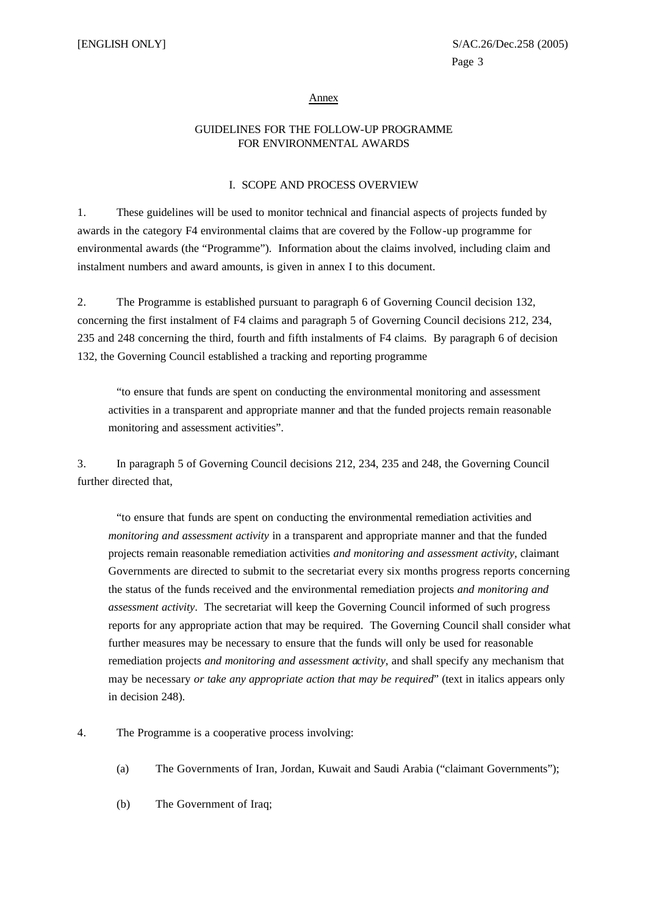Annex

## GUIDELINES FOR THE FOLLOW-UP PROGRAMME FOR ENVIRONMENTAL AWARDS

### I. SCOPE AND PROCESS OVERVIEW

1. These guidelines will be used to monitor technical and financial aspects of projects funded by awards in the category F4 environmental claims that are covered by the Follow-up programme for environmental awards (the "Programme"). Information about the claims involved, including claim and instalment numbers and award amounts, is given in annex I to this document.

2. The Programme is established pursuant to paragraph 6 of Governing Council decision 132, concerning the first instalment of F4 claims and paragraph 5 of Governing Council decisions 212, 234, 235 and 248 concerning the third, fourth and fifth instalments of F4 claims. By paragraph 6 of decision 132, the Governing Council established a tracking and reporting programme

> "to ensure that funds are spent on conducting the environmental monitoring and assessment activities in a transparent and appropriate manner and that the funded projects remain reasonable monitoring and assessment activities".

3. In paragraph 5 of Governing Council decisions 212, 234, 235 and 248, the Governing Council further directed that,

> "to ensure that funds are spent on conducting the environmental remediation activities and *monitoring and assessment activity* in a transparent and appropriate manner and that the funded projects remain reasonable remediation activities *and monitoring and assessment activity*, claimant Governments are directed to submit to the secretariat every six months progress reports concerning the status of the funds received and the environmental remediation projects *and monitoring and assessment activity*. The secretariat will keep the Governing Council informed of such progress reports for any appropriate action that may be required. The Governing Council shall consider what further measures may be necessary to ensure that the funds will only be used for reasonable remediation projects *and monitoring and assessment activity*, and shall specify any mechanism that may be necessary *or take any appropriate action that may be required*" (text in italics appears only in decision 248).

4. The Programme is a cooperative process involving:

   (a) The Governments of Iran, Jordan, Kuwait and Saudi Arabia ("claimant Governments");

   (b) The Government of Iraq;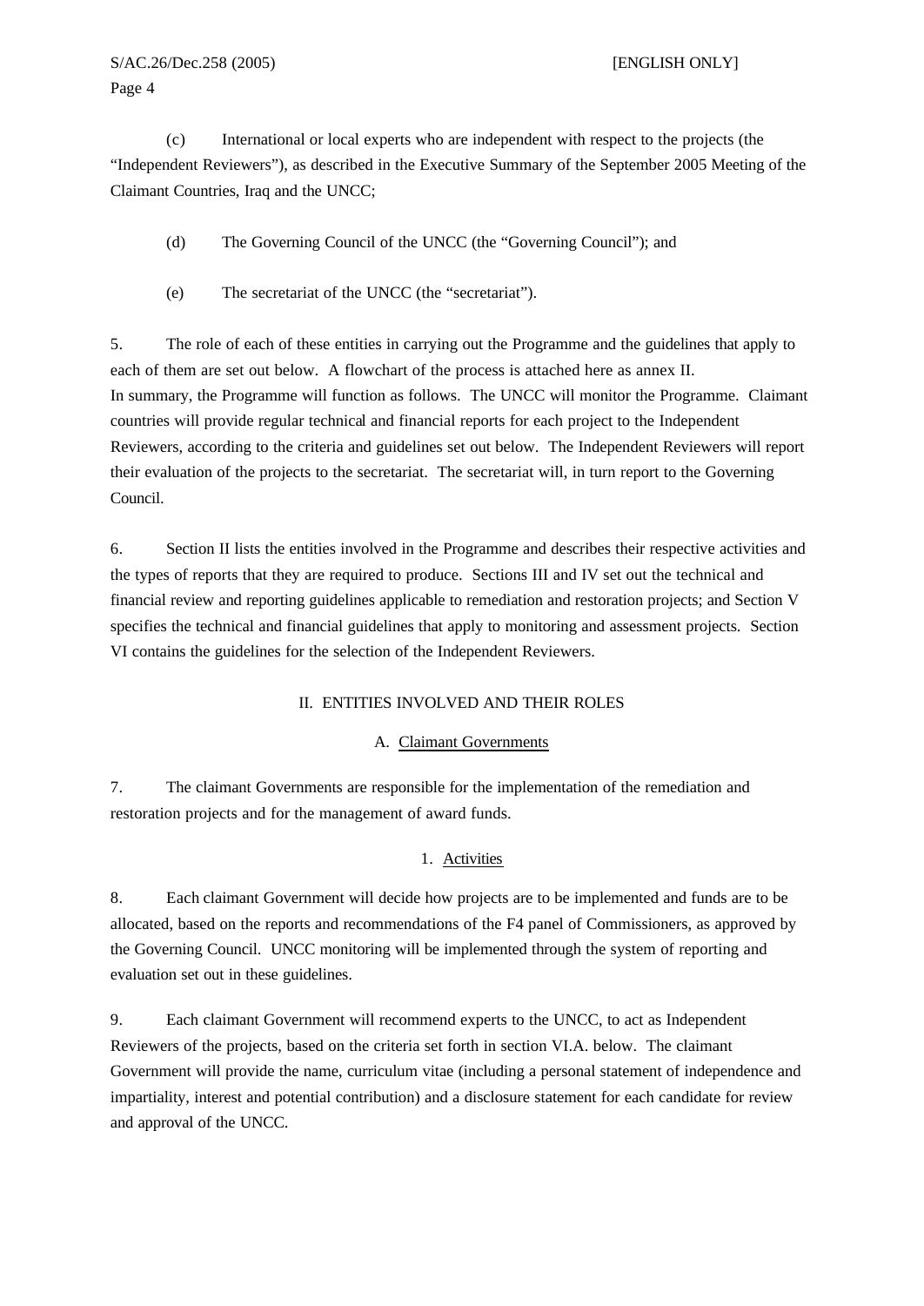(c) International or local experts who are independent with respect to the projects (the "Independent Reviewers"), as described in the Executive Summary of the September 2005 Meeting of the Claimant Countries, Iraq and the UNCC;

(d) The Governing Council of the UNCC (the "Governing Council"); and

(e) The secretariat of the UNCC (the "secretariat").

5. The role of each of these entities in carrying out the Programme and the guidelines that apply to each of them are set out below. A flowchart of the process is attached here as annex II. In summary, the Programme will function as follows. The UNCC will monitor the Programme. Claimant countries will provide regular technical and financial reports for each project to the Independent Reviewers, according to the criteria and guidelines set out below. The Independent Reviewers will report their evaluation of the projects to the secretariat. The secretariat will, in turn report to the Governing Council.

6. Section II lists the entities involved in the Programme and describes their respective activities and the types of reports that they are required to produce. Sections III and IV set out the technical and financial review and reporting guidelines applicable to remediation and restoration projects; and Section V specifies the technical and financial guidelines that apply to monitoring and assessment projects. Section VI contains the guidelines for the selection of the Independent Reviewers.

## II. ENTITIES INVOLVED AND THEIR ROLES

### A. Claimant Governments

7. The claimant Governments are responsible for the implementation of the remediation and restoration projects and for the management of award funds.

#### 1. Activities

8. Each claimant Government will decide how projects are to be implemented and funds are to be allocated, based on the reports and recommendations of the F4 panel of Commissioners, as approved by the Governing Council. UNCC monitoring will be implemented through the system of reporting and evaluation set out in these guidelines.

9. Each claimant Government will recommend experts to the UNCC, to act as Independent Reviewers of the projects, based on the criteria set forth in section VI.A. below. The claimant Government will provide the name, curriculum vitae (including a personal statement of independence and impartiality, interest and potential contribution) and a disclosure statement for each candidate for review and approval of the UNCC.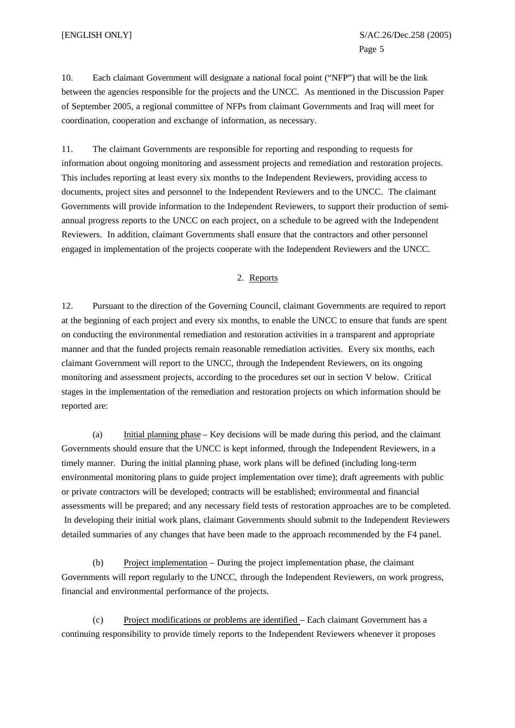10. Each claimant Government will designate a national focal point ("NFP") that will be the link between the agencies responsible for the projects and the UNCC. As mentioned in the Discussion Paper of September 2005, a regional committee of NFPs from claimant Governments and Iraq will meet for coordination, cooperation and exchange of information, as necessary.

11. The claimant Governments are responsible for reporting and responding to requests for information about ongoing monitoring and assessment projects and remediation and restoration projects. This includes reporting at least every six months to the Independent Reviewers, providing access to documents, project sites and personnel to the Independent Reviewers and to the UNCC. The claimant Governments will provide information to the Independent Reviewers, to support their production of semi-annual progress reports to the UNCC on each project, on a schedule to be agreed with the Independent Reviewers. In addition, claimant Governments shall ensure that the contractors and other personnel engaged in implementation of the projects cooperate with the Independent Reviewers and the UNCC.

### 2. Reports

12. Pursuant to the direction of the Governing Council, claimant Governments are required to report at the beginning of each project and every six months, to enable the UNCC to ensure that funds are spent on conducting the environmental remediation and restoration activities in a transparent and appropriate manner and that the funded projects remain reasonable remediation activities. Every six months, each claimant Government will report to the UNCC, through the Independent Reviewers, on its ongoing monitoring and assessment projects, according to the procedures set out in section V below. Critical stages in the implementation of the remediation and restoration projects on which information should be reported are:

(a) Initial planning phase – Key decisions will be made during this period, and the claimant Governments should ensure that the UNCC is kept informed, through the Independent Reviewers, in a timely manner. During the initial planning phase, work plans will be defined (including long-term environmental monitoring plans to guide project implementation over time); draft agreements with public or private contractors will be developed; contracts will be established; environmental and financial assessments will be prepared; and any necessary field tests of restoration approaches are to be completed. In developing their initial work plans, claimant Governments should submit to the Independent Reviewers detailed summaries of any changes that have been made to the approach recommended by the F4 panel.

(b) Project implementation – During the project implementation phase, the claimant Governments will report regularly to the UNCC, through the Independent Reviewers, on work progress, financial and environmental performance of the projects.

(c) Project modifications or problems are identified – Each claimant Government has a continuing responsibility to provide timely reports to the Independent Reviewers whenever it proposes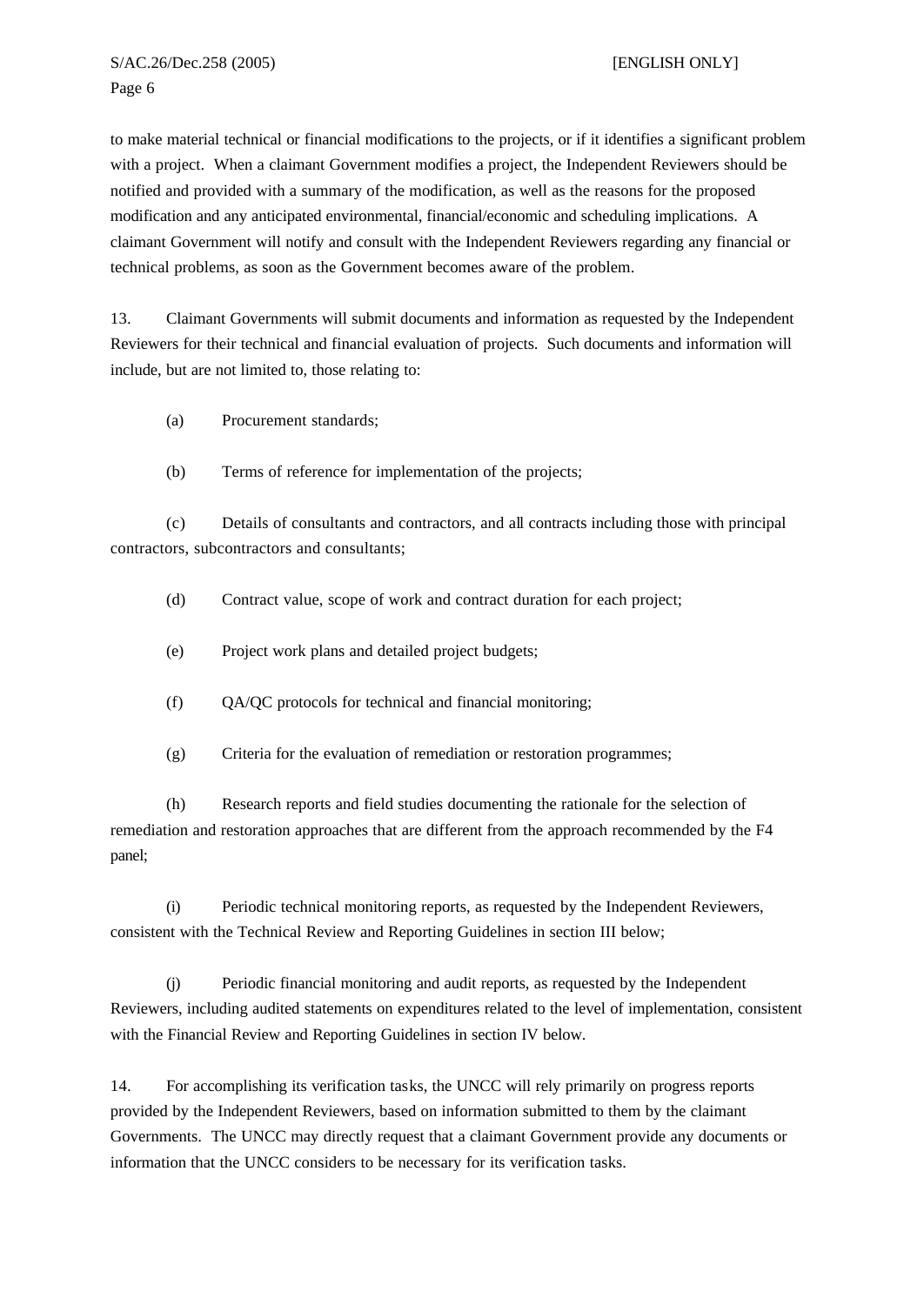to make material technical or financial modifications to the projects, or if it identifies a significant problem with a project. When a claimant Government modifies a project, the Independent Reviewers should be notified and provided with a summary of the modification, as well as the reasons for the proposed modification and any anticipated environmental, financial/economic and scheduling implications. A claimant Government will notify and consult with the Independent Reviewers regarding any financial or technical problems, as soon as the Government becomes aware of the problem.

13. Claimant Governments will submit documents and information as requested by the Independent Reviewers for their technical and financial evaluation of projects. Such documents and information will include, but are not limited to, those relating to:

(a) Procurement standards;

(b) Terms of reference for implementation of the projects;

(c) Details of consultants and contractors, and all contracts including those with principal contractors, subcontractors and consultants;

(d) Contract value, scope of work and contract duration for each project;

(e) Project work plans and detailed project budgets;

(f) QA/QC protocols for technical and financial monitoring;

(g) Criteria for the evaluation of remediation or restoration programmes;

(h) Research reports and field studies documenting the rationale for the selection of remediation and restoration approaches that are different from the approach recommended by the F4 panel;

(i) Periodic technical monitoring reports, as requested by the Independent Reviewers, consistent with the Technical Review and Reporting Guidelines in section III below;

(j) Periodic financial monitoring and audit reports, as requested by the Independent Reviewers, including audited statements on expenditures related to the level of implementation, consistent with the Financial Review and Reporting Guidelines in section IV below.

14. For accomplishing its verification tasks, the UNCC will rely primarily on progress reports provided by the Independent Reviewers, based on information submitted to them by the claimant Governments. The UNCC may directly request that a claimant Government provide any documents or information that the UNCC considers to be necessary for its verification tasks.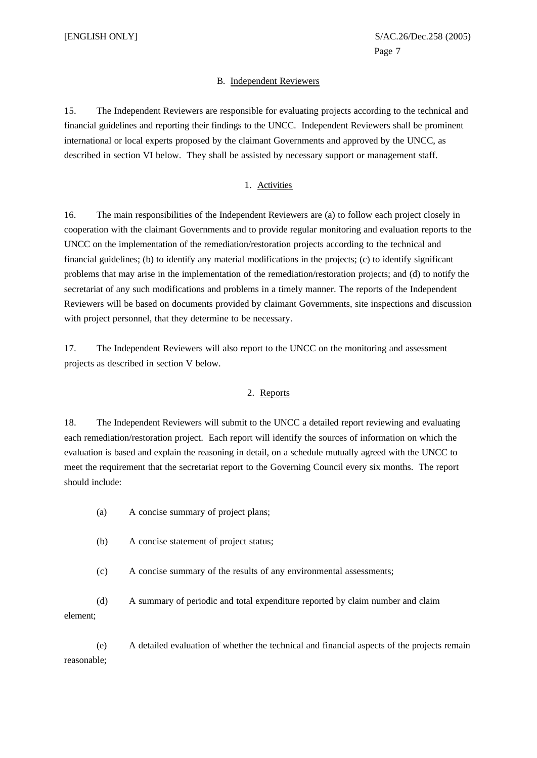## B. Independent Reviewers

15. The Independent Reviewers are responsible for evaluating projects according to the technical and financial guidelines and reporting their findings to the UNCC. Independent Reviewers shall be prominent international or local experts proposed by the claimant Governments and approved by the UNCC, as described in section VI below. They shall be assisted by necessary support or management staff.

### 1. Activities

16. The main responsibilities of the Independent Reviewers are (a) to follow each project closely in cooperation with the claimant Governments and to provide regular monitoring and evaluation reports to the UNCC on the implementation of the remediation/restoration projects according to the technical and financial guidelines; (b) to identify any material modifications in the projects; (c) to identify significant problems that may arise in the implementation of the remediation/restoration projects; and (d) to notify the secretariat of any such modifications and problems in a timely manner. The reports of the Independent Reviewers will be based on documents provided by claimant Governments, site inspections and discussion with project personnel, that they determine to be necessary.

17. The Independent Reviewers will also report to the UNCC on the monitoring and assessment projects as described in section V below.

### 2. Reports

18. The Independent Reviewers will submit to the UNCC a detailed report reviewing and evaluating each remediation/restoration project. Each report will identify the sources of information on which the evaluation is based and explain the reasoning in detail, on a schedule mutually agreed with the UNCC to meet the requirement that the secretariat report to the Governing Council every six months. The report should include:

(a) A concise summary of project plans;

(b) A concise statement of project status;

(c) A concise summary of the results of any environmental assessments;

(d) A summary of periodic and total expenditure reported by claim number and claim element;

(e) A detailed evaluation of whether the technical and financial aspects of the projects remain reasonable;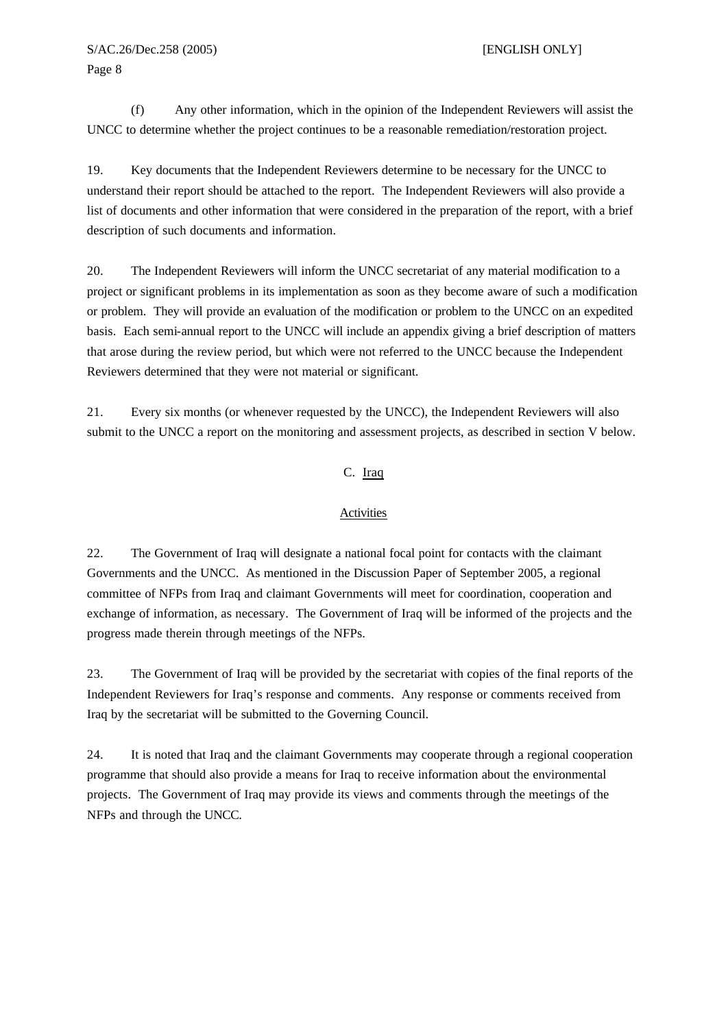(f) Any other information, which in the opinion of the Independent Reviewers will assist the UNCC to determine whether the project continues to be a reasonable remediation/restoration project.

19. Key documents that the Independent Reviewers determine to be necessary for the UNCC to understand their report should be attached to the report. The Independent Reviewers will also provide a list of documents and other information that were considered in the preparation of the report, with a brief description of such documents and information.

20. The Independent Reviewers will inform the UNCC secretariat of any material modification to a project or significant problems in its implementation as soon as they become aware of such a modification or problem. They will provide an evaluation of the modification or problem to the UNCC on an expedited basis. Each semi-annual report to the UNCC will include an appendix giving a brief description of matters that arose during the review period, but which were not referred to the UNCC because the Independent Reviewers determined that they were not material or significant.

21. Every six months (or whenever requested by the UNCC), the Independent Reviewers will also submit to the UNCC a report on the monitoring and assessment projects, as described in section V below.

### C. Iraq

#### Activities

22. The Government of Iraq will designate a national focal point for contacts with the claimant Governments and the UNCC. As mentioned in the Discussion Paper of September 2005, a regional committee of NFPs from Iraq and claimant Governments will meet for coordination, cooperation and exchange of information, as necessary. The Government of Iraq will be informed of the projects and the progress made therein through meetings of the NFPs.

23. The Government of Iraq will be provided by the secretariat with copies of the final reports of the Independent Reviewers for Iraq's response and comments. Any response or comments received from Iraq by the secretariat will be submitted to the Governing Council.

24. It is noted that Iraq and the claimant Governments may cooperate through a regional cooperation programme that should also provide a means for Iraq to receive information about the environmental projects. The Government of Iraq may provide its views and comments through the meetings of the NFPs and through the UNCC.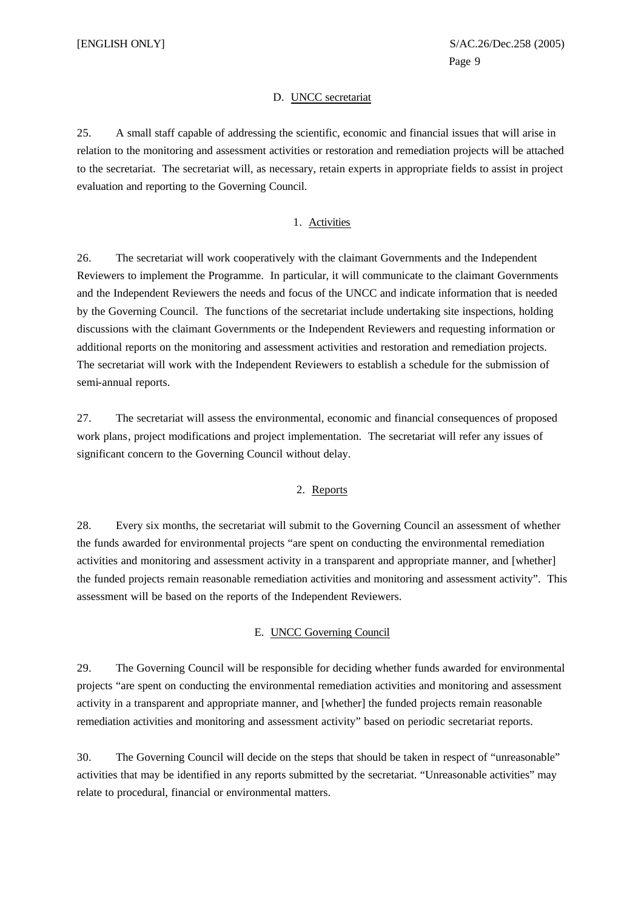### D. UNCC secretariat

25. A small staff capable of addressing the scientific, economic and financial issues that will arise in relation to the monitoring and assessment activities or restoration and remediation projects will be attached to the secretariat. The secretariat will, as necessary, retain experts in appropriate fields to assist in project evaluation and reporting to the Governing Council.

#### 1. Activities

26. The secretariat will work cooperatively with the claimant Governments and the Independent Reviewers to implement the Programme. In particular, it will communicate to the claimant Governments and the Independent Reviewers the needs and focus of the UNCC and indicate information that is needed by the Governing Council. The functions of the secretariat include undertaking site inspections, holding discussions with the claimant Governments or the Independent Reviewers and requesting information or additional reports on the monitoring and assessment activities and restoration and remediation projects. The secretariat will work with the Independent Reviewers to establish a schedule for the submission of semi-annual reports.

27. The secretariat will assess the environmental, economic and financial consequences of proposed work plans, project modifications and project implementation. The secretariat will refer any issues of significant concern to the Governing Council without delay.

#### 2. Reports

28. Every six months, the secretariat will submit to the Governing Council an assessment of whether the funds awarded for environmental projects "are spent on conducting the environmental remediation activities and monitoring and assessment activity in a transparent and appropriate manner, and [whether] the funded projects remain reasonable remediation activities and monitoring and assessment activity". This assessment will be based on the reports of the Independent Reviewers.

### E. UNCC Governing Council

29. The Governing Council will be responsible for deciding whether funds awarded for environmental projects "are spent on conducting the environmental remediation activities and monitoring and assessment activity in a transparent and appropriate manner, and [whether] the funded projects remain reasonable remediation activities and monitoring and assessment activity" based on periodic secretariat reports.

30. The Governing Council will decide on the steps that should be taken in respect of "unreasonable" activities that may be identified in any reports submitted by the secretariat. "Unreasonable activities" may relate to procedural, financial or environmental matters.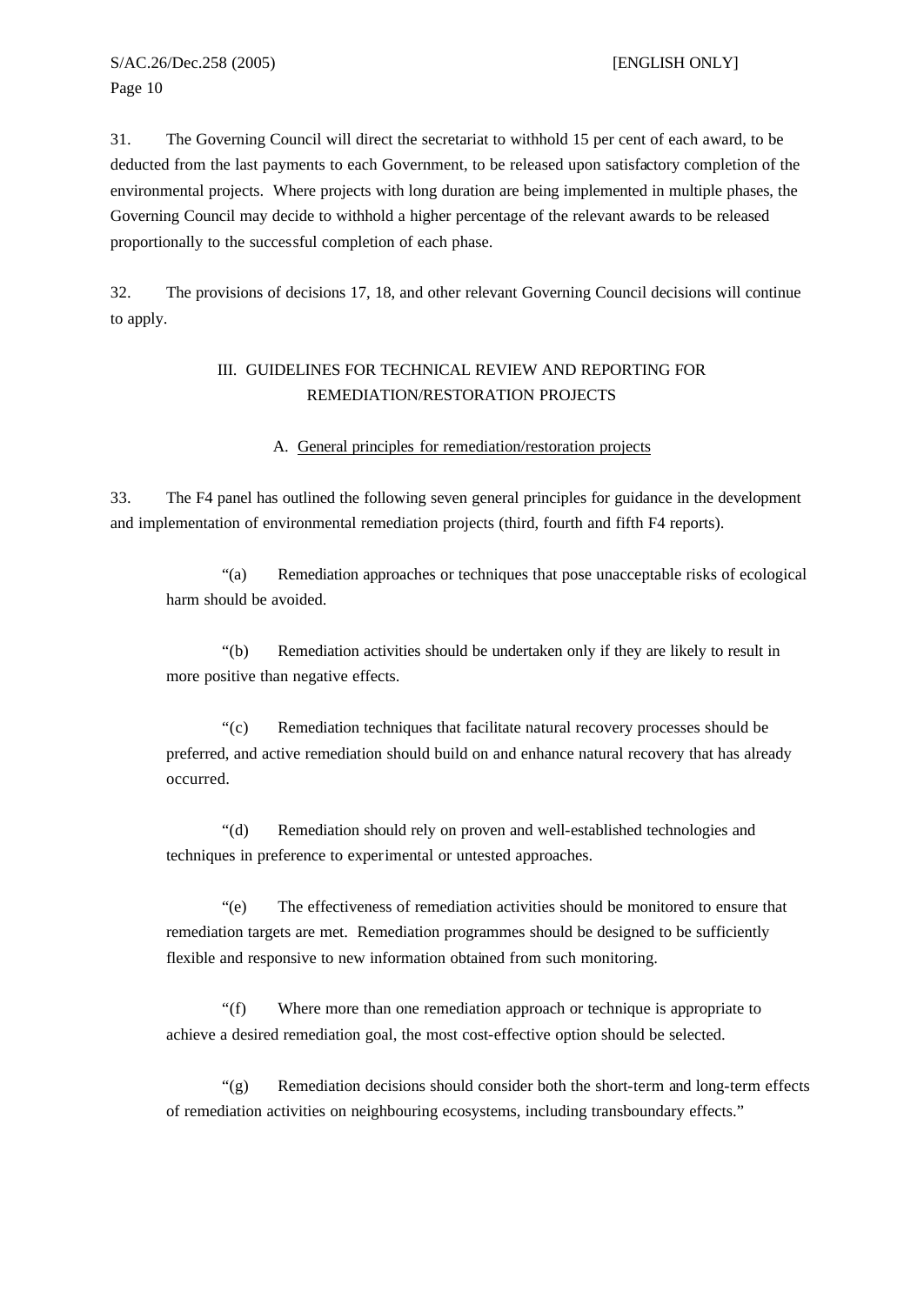31. The Governing Council will direct the secretariat to withhold 15 per cent of each award, to be deducted from the last payments to each Government, to be released upon satisfactory completion of the environmental projects. Where projects with long duration are being implemented in multiple phases, the Governing Council may decide to withhold a higher percentage of the relevant awards to be released proportionally to the successful completion of each phase.

32. The provisions of decisions 17, 18, and other relevant Governing Council decisions will continue to apply.

## III. GUIDELINES FOR TECHNICAL REVIEW AND REPORTING FOR REMEDIATION/RESTORATION PROJECTS

### A. General principles for remediation/restoration projects

33. The F4 panel has outlined the following seven general principles for guidance in the development and implementation of environmental remediation projects (third, fourth and fifth F4 reports).

> "(a) Remediation approaches or techniques that pose unacceptable risks of ecological harm should be avoided.
>
> "(b) Remediation activities should be undertaken only if they are likely to result in more positive than negative effects.
>
> "(c) Remediation techniques that facilitate natural recovery processes should be preferred, and active remediation should build on and enhance natural recovery that has already occurred.
>
> "(d) Remediation should rely on proven and well-established technologies and techniques in preference to experimental or untested approaches.
>
> "(e) The effectiveness of remediation activities should be monitored to ensure that remediation targets are met. Remediation programmes should be designed to be sufficiently flexible and responsive to new information obtained from such monitoring.
>
> "(f) Where more than one remediation approach or technique is appropriate to achieve a desired remediation goal, the most cost-effective option should be selected.
>
> "(g) Remediation decisions should consider both the short-term and long-term effects of remediation activities on neighbouring ecosystems, including transboundary effects."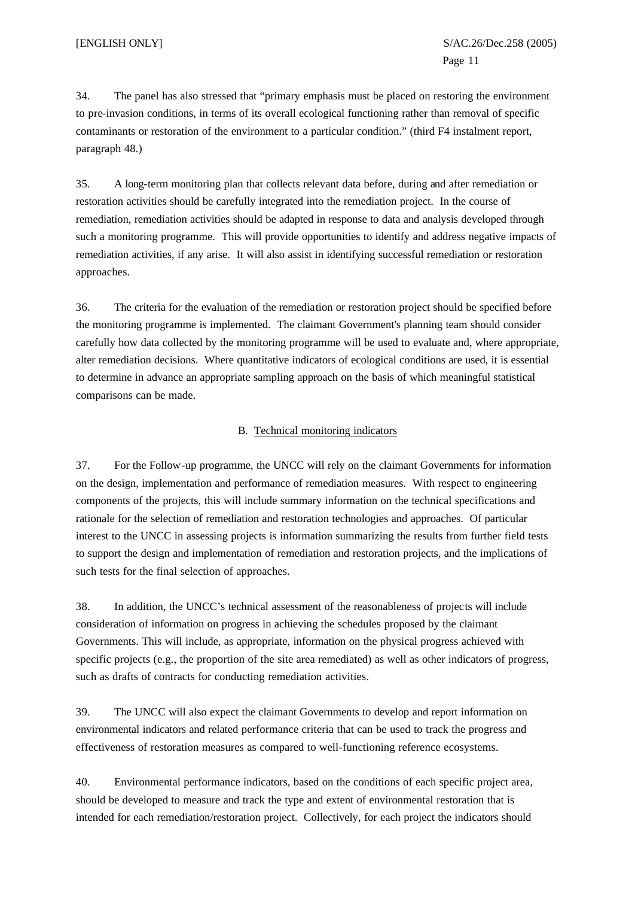34. The panel has also stressed that "primary emphasis must be placed on restoring the environment to pre-invasion conditions, in terms of its overall ecological functioning rather than removal of specific contaminants or restoration of the environment to a particular condition." (third F4 instalment report, paragraph 48.)

35. A long-term monitoring plan that collects relevant data before, during and after remediation or restoration activities should be carefully integrated into the remediation project. In the course of remediation, remediation activities should be adapted in response to data and analysis developed through such a monitoring programme. This will provide opportunities to identify and address negative impacts of remediation activities, if any arise. It will also assist in identifying successful remediation or restoration approaches.

36. The criteria for the evaluation of the remediation or restoration project should be specified before the monitoring programme is implemented. The claimant Government's planning team should consider carefully how data collected by the monitoring programme will be used to evaluate and, where appropriate, alter remediation decisions. Where quantitative indicators of ecological conditions are used, it is essential to determine in advance an appropriate sampling approach on the basis of which meaningful statistical comparisons can be made.

## B. Technical monitoring indicators

37. For the Follow-up programme, the UNCC will rely on the claimant Governments for information on the design, implementation and performance of remediation measures. With respect to engineering components of the projects, this will include summary information on the technical specifications and rationale for the selection of remediation and restoration technologies and approaches. Of particular interest to the UNCC in assessing projects is information summarizing the results from further field tests to support the design and implementation of remediation and restoration projects, and the implications of such tests for the final selection of approaches.

38. In addition, the UNCC's technical assessment of the reasonableness of projects will include consideration of information on progress in achieving the schedules proposed by the claimant Governments. This will include, as appropriate, information on the physical progress achieved with specific projects (e.g., the proportion of the site area remediated) as well as other indicators of progress, such as drafts of contracts for conducting remediation activities.

39. The UNCC will also expect the claimant Governments to develop and report information on environmental indicators and related performance criteria that can be used to track the progress and effectiveness of restoration measures as compared to well-functioning reference ecosystems.

40. Environmental performance indicators, based on the conditions of each specific project area, should be developed to measure and track the type and extent of environmental restoration that is intended for each remediation/restoration project. Collectively, for each project the indicators should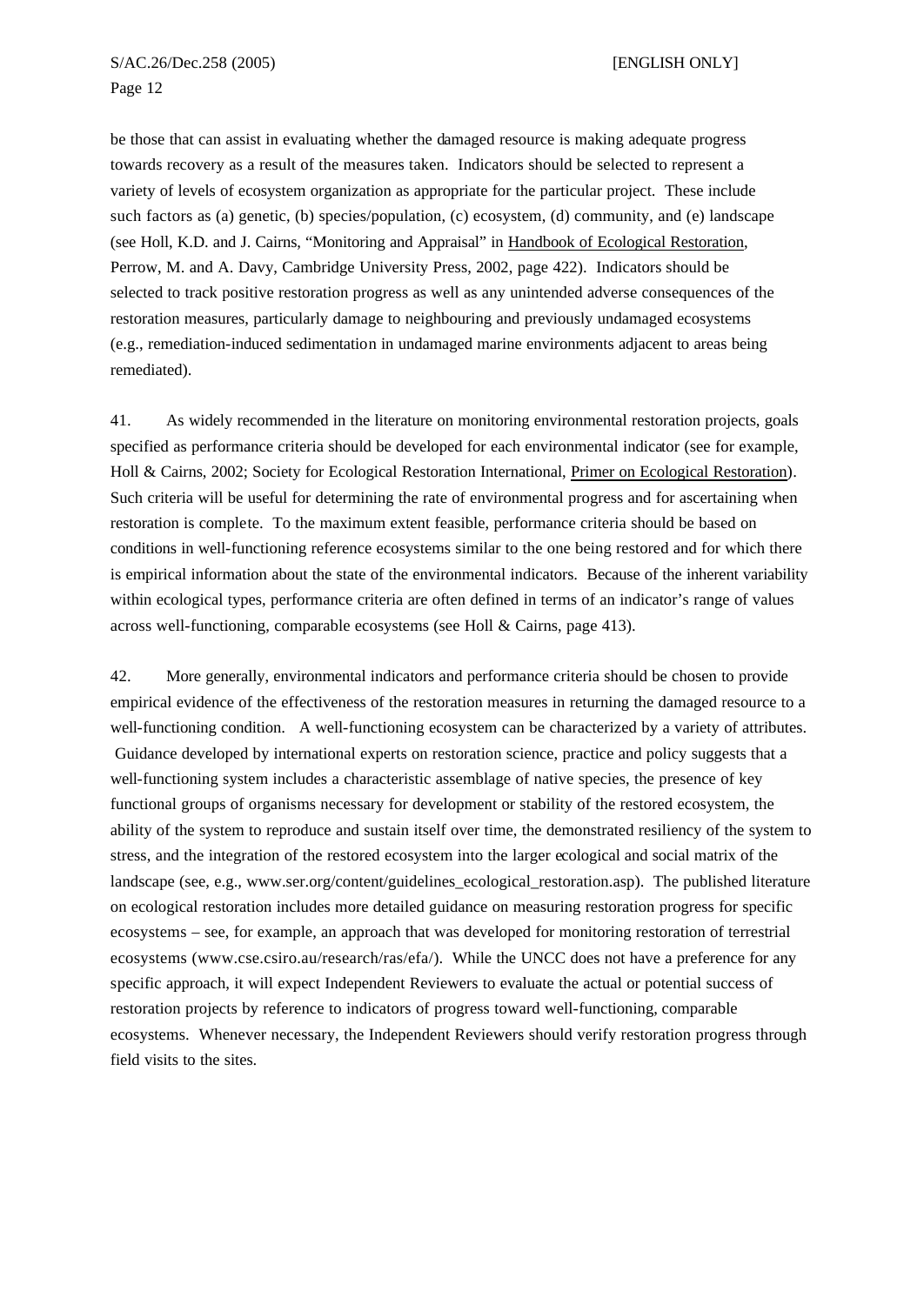be those that can assist in evaluating whether the damaged resource is making adequate progress towards recovery as a result of the measures taken. Indicators should be selected to represent a variety of levels of ecosystem organization as appropriate for the particular project. These include such factors as (a) genetic, (b) species/population, (c) ecosystem, (d) community, and (e) landscape (see Holl, K.D. and J. Cairns, "Monitoring and Appraisal" in Handbook of Ecological Restoration, Perrow, M. and A. Davy, Cambridge University Press, 2002, page 422). Indicators should be selected to track positive restoration progress as well as any unintended adverse consequences of the restoration measures, particularly damage to neighbouring and previously undamaged ecosystems (e.g., remediation-induced sedimentation in undamaged marine environments adjacent to areas being remediated).

41. As widely recommended in the literature on monitoring environmental restoration projects, goals specified as performance criteria should be developed for each environmental indicator (see for example, Holl & Cairns, 2002; Society for Ecological Restoration International, Primer on Ecological Restoration). Such criteria will be useful for determining the rate of environmental progress and for ascertaining when restoration is complete. To the maximum extent feasible, performance criteria should be based on conditions in well-functioning reference ecosystems similar to the one being restored and for which there is empirical information about the state of the environmental indicators. Because of the inherent variability within ecological types, performance criteria are often defined in terms of an indicator's range of values across well-functioning, comparable ecosystems (see Holl & Cairns, page 413).

42. More generally, environmental indicators and performance criteria should be chosen to provide empirical evidence of the effectiveness of the restoration measures in returning the damaged resource to a well-functioning condition. A well-functioning ecosystem can be characterized by a variety of attributes. Guidance developed by international experts on restoration science, practice and policy suggests that a well-functioning system includes a characteristic assemblage of native species, the presence of key functional groups of organisms necessary for development or stability of the restored ecosystem, the ability of the system to reproduce and sustain itself over time, the demonstrated resiliency of the system to stress, and the integration of the restored ecosystem into the larger ecological and social matrix of the landscape (see, e.g., www.ser.org/content/guidelines_ecological_restoration.asp). The published literature on ecological restoration includes more detailed guidance on measuring restoration progress for specific ecosystems – see, for example, an approach that was developed for monitoring restoration of terrestrial ecosystems (www.cse.csiro.au/research/ras/efa/). While the UNCC does not have a preference for any specific approach, it will expect Independent Reviewers to evaluate the actual or potential success of restoration projects by reference to indicators of progress toward well-functioning, comparable ecosystems. Whenever necessary, the Independent Reviewers should verify restoration progress through field visits to the sites.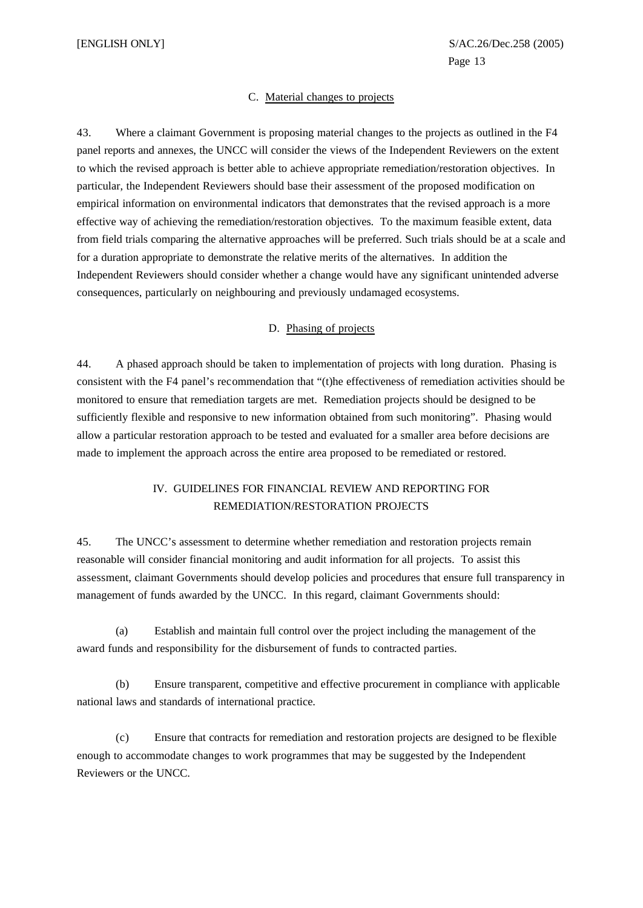### C. Material changes to projects

43. Where a claimant Government is proposing material changes to the projects as outlined in the F4 panel reports and annexes, the UNCC will consider the views of the Independent Reviewers on the extent to which the revised approach is better able to achieve appropriate remediation/restoration objectives. In particular, the Independent Reviewers should base their assessment of the proposed modification on empirical information on environmental indicators that demonstrates that the revised approach is a more effective way of achieving the remediation/restoration objectives. To the maximum feasible extent, data from field trials comparing the alternative approaches will be preferred. Such trials should be at a scale and for a duration appropriate to demonstrate the relative merits of the alternatives. In addition the Independent Reviewers should consider whether a change would have any significant unintended adverse consequences, particularly on neighbouring and previously undamaged ecosystems.

### D. Phasing of projects

44. A phased approach should be taken to implementation of projects with long duration. Phasing is consistent with the F4 panel's recommendation that "(t)he effectiveness of remediation activities should be monitored to ensure that remediation targets are met. Remediation projects should be designed to be sufficiently flexible and responsive to new information obtained from such monitoring". Phasing would allow a particular restoration approach to be tested and evaluated for a smaller area before decisions are made to implement the approach across the entire area proposed to be remediated or restored.

## IV. GUIDELINES FOR FINANCIAL REVIEW AND REPORTING FOR REMEDIATION/RESTORATION PROJECTS

45. The UNCC's assessment to determine whether remediation and restoration projects remain reasonable will consider financial monitoring and audit information for all projects. To assist this assessment, claimant Governments should develop policies and procedures that ensure full transparency in management of funds awarded by the UNCC. In this regard, claimant Governments should:

(a) Establish and maintain full control over the project including the management of the award funds and responsibility for the disbursement of funds to contracted parties.

(b) Ensure transparent, competitive and effective procurement in compliance with applicable national laws and standards of international practice.

(c) Ensure that contracts for remediation and restoration projects are designed to be flexible enough to accommodate changes to work programmes that may be suggested by the Independent Reviewers or the UNCC.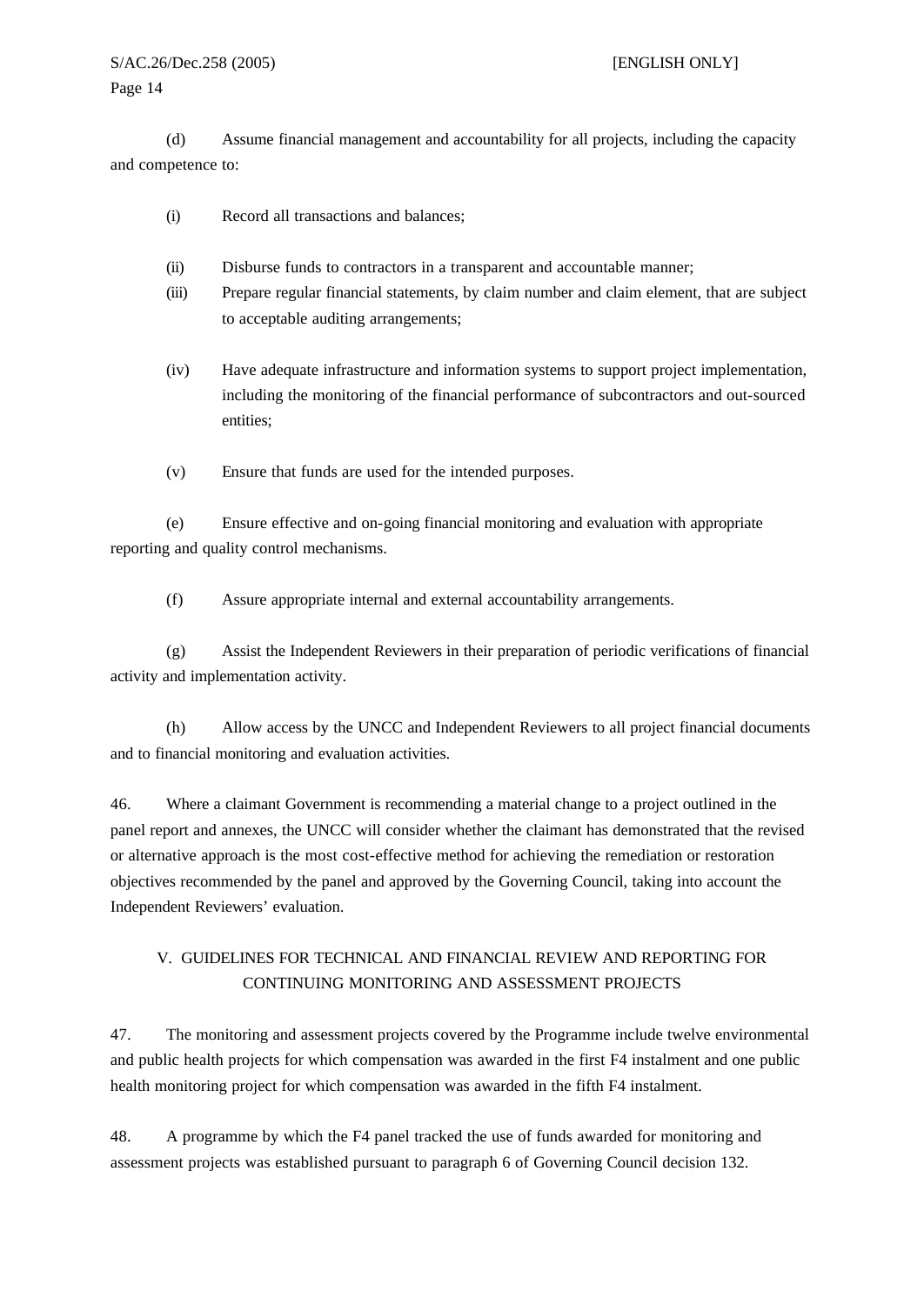(d) Assume financial management and accountability for all projects, including the capacity and competence to:

(i) Record all transactions and balances;

(ii) Disburse funds to contractors in a transparent and accountable manner;

(iii) Prepare regular financial statements, by claim number and claim element, that are subject to acceptable auditing arrangements;

(iv) Have adequate infrastructure and information systems to support project implementation, including the monitoring of the financial performance of subcontractors and out-sourced entities;

(v) Ensure that funds are used for the intended purposes.

(e) Ensure effective and on-going financial monitoring and evaluation with appropriate reporting and quality control mechanisms.

(f) Assure appropriate internal and external accountability arrangements.

(g) Assist the Independent Reviewers in their preparation of periodic verifications of financial activity and implementation activity.

(h) Allow access by the UNCC and Independent Reviewers to all project financial documents and to financial monitoring and evaluation activities.

46. Where a claimant Government is recommending a material change to a project outlined in the panel report and annexes, the UNCC will consider whether the claimant has demonstrated that the revised or alternative approach is the most cost-effective method for achieving the remediation or restoration objectives recommended by the panel and approved by the Governing Council, taking into account the Independent Reviewers' evaluation.

## V. GUIDELINES FOR TECHNICAL AND FINANCIAL REVIEW AND REPORTING FOR CONTINUING MONITORING AND ASSESSMENT PROJECTS

47. The monitoring and assessment projects covered by the Programme include twelve environmental and public health projects for which compensation was awarded in the first F4 instalment and one public health monitoring project for which compensation was awarded in the fifth F4 instalment.

48. A programme by which the F4 panel tracked the use of funds awarded for monitoring and assessment projects was established pursuant to paragraph 6 of Governing Council decision 132.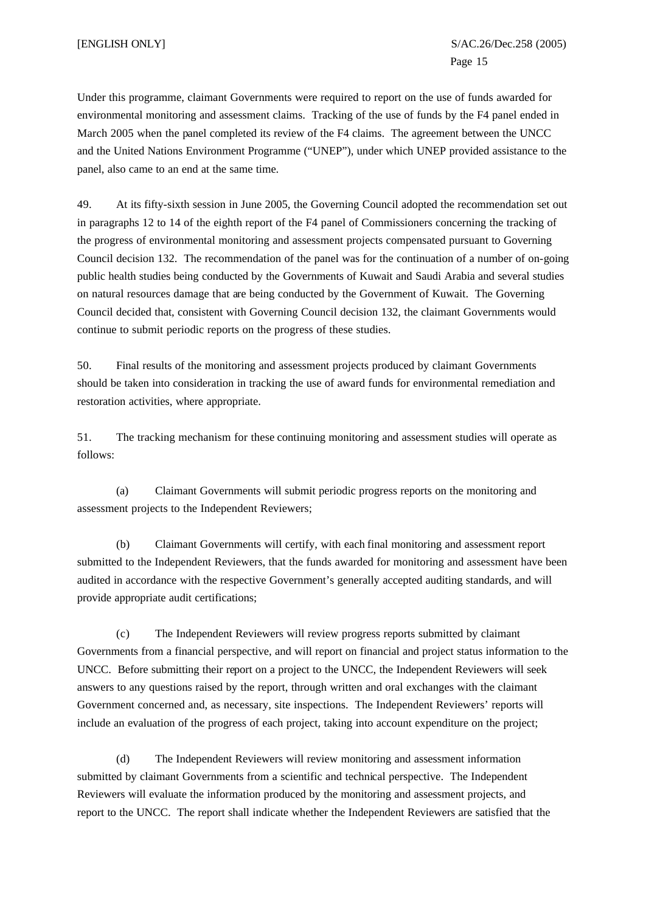Under this programme, claimant Governments were required to report on the use of funds awarded for environmental monitoring and assessment claims. Tracking of the use of funds by the F4 panel ended in March 2005 when the panel completed its review of the F4 claims. The agreement between the UNCC and the United Nations Environment Programme ("UNEP"), under which UNEP provided assistance to the panel, also came to an end at the same time.

49. At its fifty-sixth session in June 2005, the Governing Council adopted the recommendation set out in paragraphs 12 to 14 of the eighth report of the F4 panel of Commissioners concerning the tracking of the progress of environmental monitoring and assessment projects compensated pursuant to Governing Council decision 132. The recommendation of the panel was for the continuation of a number of on-going public health studies being conducted by the Governments of Kuwait and Saudi Arabia and several studies on natural resources damage that are being conducted by the Government of Kuwait. The Governing Council decided that, consistent with Governing Council decision 132, the claimant Governments would continue to submit periodic reports on the progress of these studies.

50. Final results of the monitoring and assessment projects produced by claimant Governments should be taken into consideration in tracking the use of award funds for environmental remediation and restoration activities, where appropriate.

51. The tracking mechanism for these continuing monitoring and assessment studies will operate as follows:

(a) Claimant Governments will submit periodic progress reports on the monitoring and assessment projects to the Independent Reviewers;

(b) Claimant Governments will certify, with each final monitoring and assessment report submitted to the Independent Reviewers, that the funds awarded for monitoring and assessment have been audited in accordance with the respective Government's generally accepted auditing standards, and will provide appropriate audit certifications;

(c) The Independent Reviewers will review progress reports submitted by claimant Governments from a financial perspective, and will report on financial and project status information to the UNCC. Before submitting their report on a project to the UNCC, the Independent Reviewers will seek answers to any questions raised by the report, through written and oral exchanges with the claimant Government concerned and, as necessary, site inspections. The Independent Reviewers' reports will include an evaluation of the progress of each project, taking into account expenditure on the project;

(d) The Independent Reviewers will review monitoring and assessment information submitted by claimant Governments from a scientific and technical perspective. The Independent Reviewers will evaluate the information produced by the monitoring and assessment projects, and report to the UNCC. The report shall indicate whether the Independent Reviewers are satisfied that the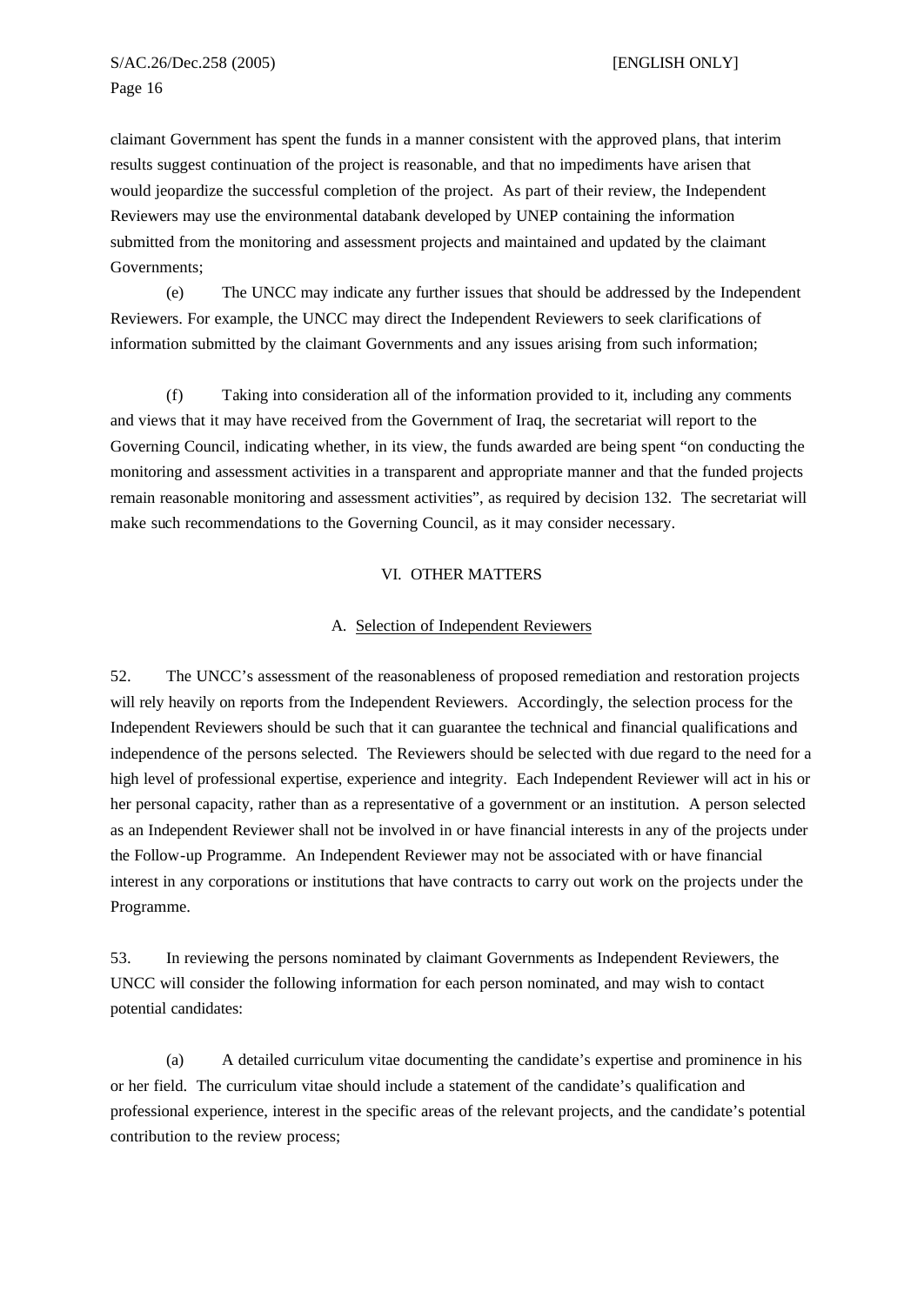claimant Government has spent the funds in a manner consistent with the approved plans, that interim results suggest continuation of the project is reasonable, and that no impediments have arisen that would jeopardize the successful completion of the project. As part of their review, the Independent Reviewers may use the environmental databank developed by UNEP containing the information submitted from the monitoring and assessment projects and maintained and updated by the claimant Governments;

(e) The UNCC may indicate any further issues that should be addressed by the Independent Reviewers. For example, the UNCC may direct the Independent Reviewers to seek clarifications of information submitted by the claimant Governments and any issues arising from such information;

(f) Taking into consideration all of the information provided to it, including any comments and views that it may have received from the Government of Iraq, the secretariat will report to the Governing Council, indicating whether, in its view, the funds awarded are being spent "on conducting the monitoring and assessment activities in a transparent and appropriate manner and that the funded projects remain reasonable monitoring and assessment activities", as required by decision 132. The secretariat will make such recommendations to the Governing Council, as it may consider necessary.

## VI. OTHER MATTERS

### A. Selection of Independent Reviewers

52. The UNCC's assessment of the reasonableness of proposed remediation and restoration projects will rely heavily on reports from the Independent Reviewers. Accordingly, the selection process for the Independent Reviewers should be such that it can guarantee the technical and financial qualifications and independence of the persons selected. The Reviewers should be selected with due regard to the need for a high level of professional expertise, experience and integrity. Each Independent Reviewer will act in his or her personal capacity, rather than as a representative of a government or an institution. A person selected as an Independent Reviewer shall not be involved in or have financial interests in any of the projects under the Follow-up Programme. An Independent Reviewer may not be associated with or have financial interest in any corporations or institutions that have contracts to carry out work on the projects under the Programme.

53. In reviewing the persons nominated by claimant Governments as Independent Reviewers, the UNCC will consider the following information for each person nominated, and may wish to contact potential candidates:

(a) A detailed curriculum vitae documenting the candidate's expertise and prominence in his or her field. The curriculum vitae should include a statement of the candidate's qualification and professional experience, interest in the specific areas of the relevant projects, and the candidate's potential contribution to the review process;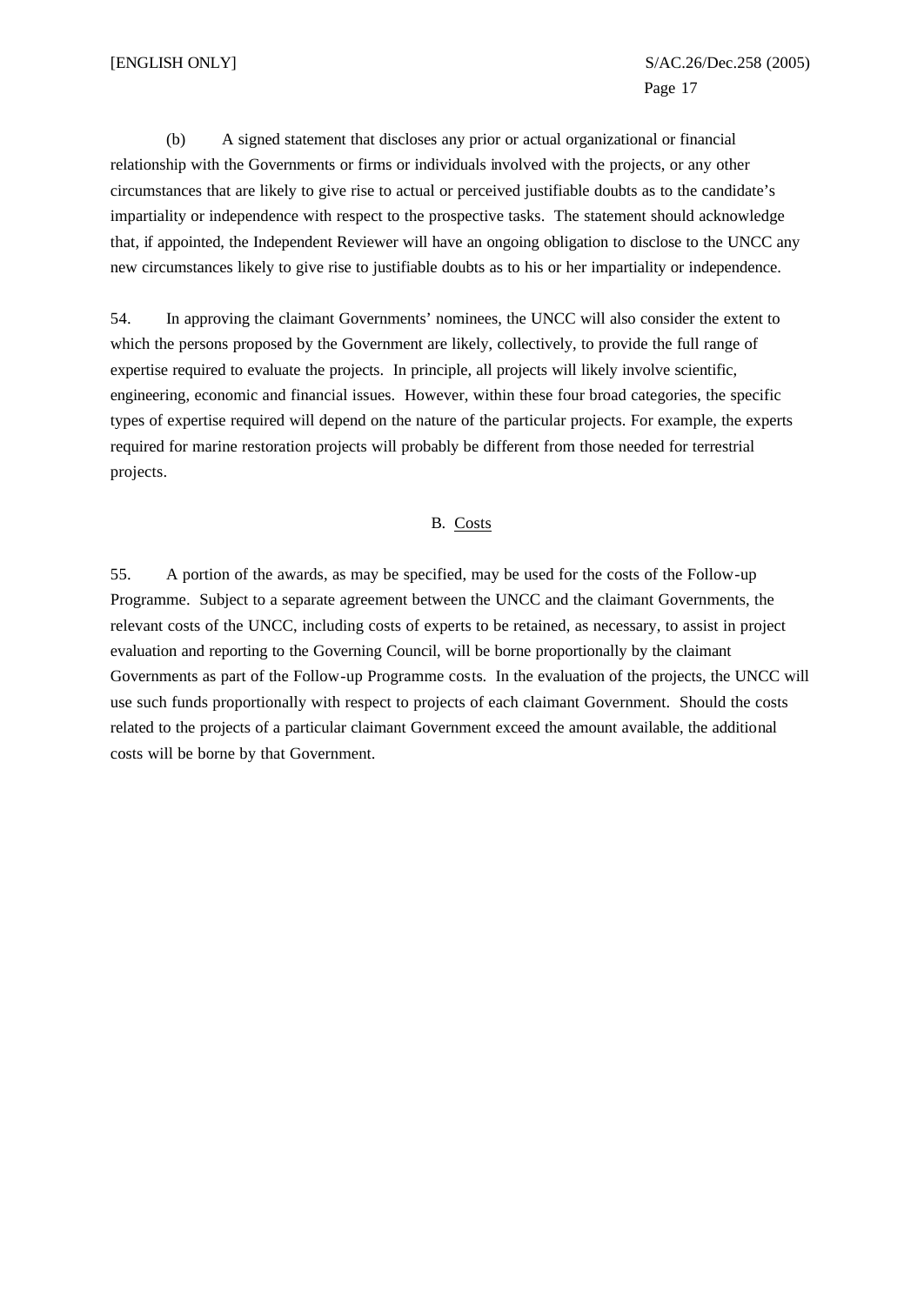(b) A signed statement that discloses any prior or actual organizational or financial relationship with the Governments or firms or individuals involved with the projects, or any other circumstances that are likely to give rise to actual or perceived justifiable doubts as to the candidate's impartiality or independence with respect to the prospective tasks. The statement should acknowledge that, if appointed, the Independent Reviewer will have an ongoing obligation to disclose to the UNCC any new circumstances likely to give rise to justifiable doubts as to his or her impartiality or independence.

54. In approving the claimant Governments' nominees, the UNCC will also consider the extent to which the persons proposed by the Government are likely, collectively, to provide the full range of expertise required to evaluate the projects. In principle, all projects will likely involve scientific, engineering, economic and financial issues. However, within these four broad categories, the specific types of expertise required will depend on the nature of the particular projects. For example, the experts required for marine restoration projects will probably be different from those needed for terrestrial projects.

### B. Costs

55. A portion of the awards, as may be specified, may be used for the costs of the Follow-up Programme. Subject to a separate agreement between the UNCC and the claimant Governments, the relevant costs of the UNCC, including costs of experts to be retained, as necessary, to assist in project evaluation and reporting to the Governing Council, will be borne proportionally by the claimant Governments as part of the Follow-up Programme costs. In the evaluation of the projects, the UNCC will use such funds proportionally with respect to projects of each claimant Government. Should the costs related to the projects of a particular claimant Government exceed the amount available, the additional costs will be borne by that Government.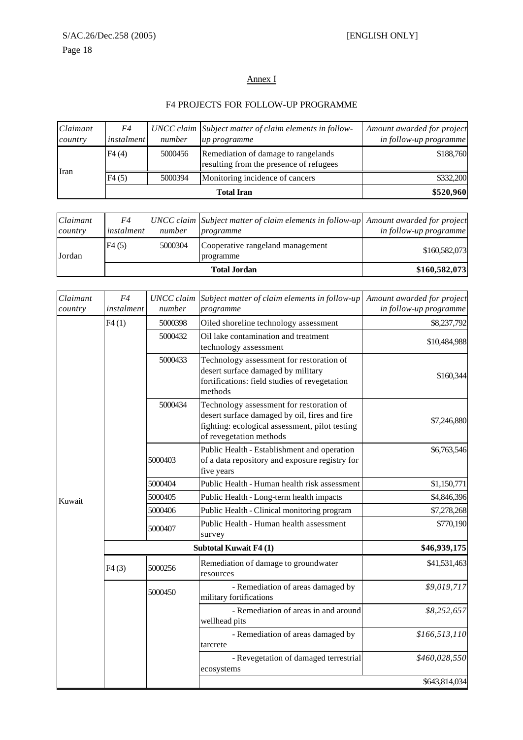Annex I

F4 PROJECTS FOR FOLLOW-UP PROGRAMME

| *Claimant country* | *F4 instalment* | *UNCC claim number* | *Subject matter of claim elements in follow-up programme* | *Amount awarded for project in follow-up programme* |
|---|---|---|---|---|
| Iran | F4 (4) | 5000456 | Remediation of damage to rangelands resulting from the presence of refugees | $188,760 |
| | F4 (5) | 5000394 | Monitoring incidence of cancers | $332,200 |
| | | | **Total Iran** | **$520,960** |

| *Claimant country* | *F4 instalment* | *UNCC claim number* | *Subject matter of claim elements in follow-up programme* | *Amount awarded for project in follow-up programme* |
|---|---|---|---|---|
| Jordan | F4 (5) | 5000304 | Cooperative rangeland management programme | $160,582,073 |
| | | | **Total Jordan** | **$160,582,073** |

| *Claimant country* | *F4 instalment* | *UNCC claim number* | *Subject matter of claim elements in follow-up programme* | *Amount awarded for project in follow-up programme* |
|---|---|---|---|---|
| Kuwait | F4 (1) | 5000398 | Oiled shoreline technology assessment | $8,237,792 |
| | | 5000432 | Oil lake contamination and treatment technology assessment | $10,484,988 |
| | | 5000433 | Technology assessment for restoration of desert surface damaged by military fortifications: field studies of revegetation methods | $160,344 |
| | | 5000434 | Technology assessment for restoration of desert surface damaged by oil, fires and fire fighting: ecological assessment, pilot testing of revegetation methods | $7,246,880 |
| | | 5000403 | Public Health - Establishment and operation of a data repository and exposure registry for five years | $6,763,546 |
| | | 5000404 | Public Health - Human health risk assessment | $1,150,771 |
| | | 5000405 | Public Health - Long-term health impacts | $4,846,396 |
| | | 5000406 | Public Health - Clinical monitoring program | $7,278,268 |
| | | 5000407 | Public Health - Human health assessment survey | $770,190 |
| | | | **Subtotal Kuwait F4 (1)** | **$46,939,175** |
| | F4 (3) | 5000256 | Remediation of damage to groundwater resources | $41,531,463 |
| | | 5000450 | - Remediation of areas damaged by military fortifications | *$9,019,717* |
| | | | - Remediation of areas in and around wellhead pits | *$8,252,657* |
| | | | - Remediation of areas damaged by tarcrete | *$166,513,110* |
| | | | - Revegetation of damaged terrestrial ecosystems | *$460,028,550* |
| | | | | $643,814,034 |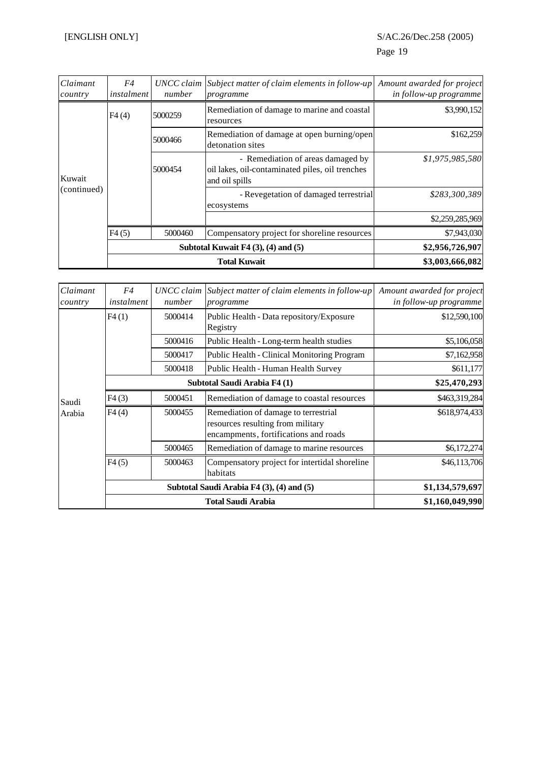| *Claimant country* | *F4 instalment* | *UNCC claim number* | *Subject matter of claim elements in follow-up programme* | *Amount awarded for project in follow-up programme* |
|---|---|---|---|---|
| Kuwait (continued) | F4 (4) | 5000259 | Remediation of damage to marine and coastal resources | $3,990,152 |
| | | 5000466 | Remediation of damage at open burning/open detonation sites | $162,259 |
| | | 5000454 | - Remediation of areas damaged by oil lakes, oil-contaminated piles, oil trenches and oil spills | *$1,975,985,580* |
| | | | - Revegetation of damaged terrestrial ecosystems | *$283,300,389* |
| | | | | $2,259,285,969 |
| | F4 (5) | 5000460 | Compensatory project for shoreline resources | $7,943,030 |
| | **Subtotal Kuwait F4 (3), (4) and (5)** | | | **$2,956,726,907** |
| | **Total Kuwait** | | | **$3,003,666,082** |

| *Claimant country* | *F4 instalment* | *UNCC claim number* | *Subject matter of claim elements in follow-up programme* | *Amount awarded for project in follow-up programme* |
|---|---|---|---|---|
| Saudi Arabia | F4 (1) | 5000414 | Public Health - Data repository/Exposure Registry | $12,590,100 |
| | | 5000416 | Public Health - Long-term health studies | $5,106,058 |
| | | 5000417 | Public Health - Clinical Monitoring Program | $7,162,958 |
| | | 5000418 | Public Health - Human Health Survey | $611,177 |
| | **Subtotal Saudi Arabia F4 (1)** | | | **$25,470,293** |
| | F4 (3) | 5000451 | Remediation of damage to coastal resources | $463,319,284 |
| | F4 (4) | 5000455 | Remediation of damage to terrestrial resources resulting from military encampments, fortifications and roads | $618,974,433 |
| | | 5000465 | Remediation of damage to marine resources | $6,172,274 |
| | F4 (5) | 5000463 | Compensatory project for intertidal shoreline habitats | $46,113,706 |
| | **Subtotal Saudi Arabia F4 (3), (4) and (5)** | | | **$1,134,579,697** |
| | **Total Saudi Arabia** | | | **$1,160,049,990** |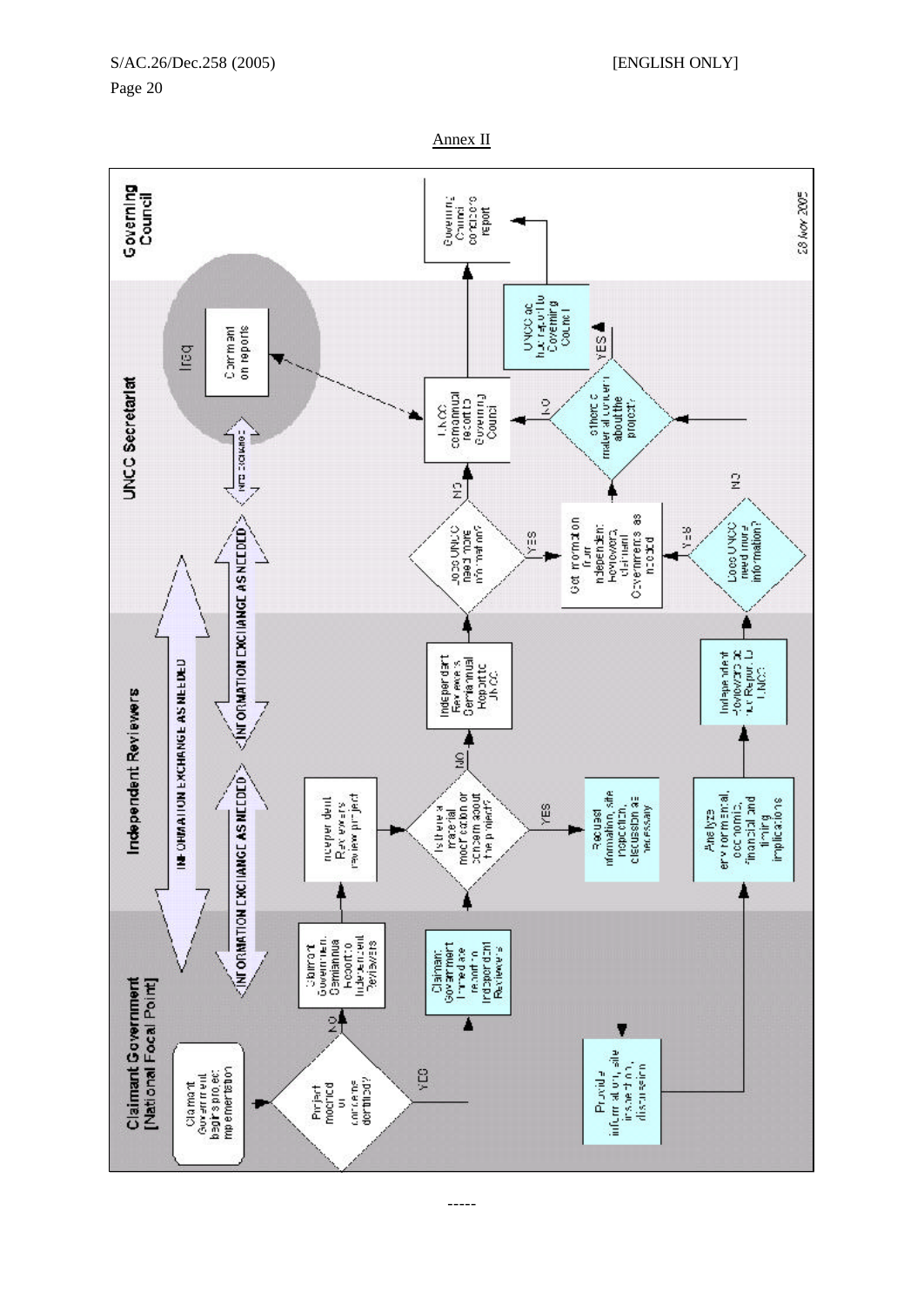Annex II

Claimant Government [National Focal Point]

Independent Reviewers

UNCC Secretariat

Governing Council

Claimant Government begins project implementation

Project modified or concerns identified?

NO

YES

Claimant Government Semiannual Report to Independent Reviewers

Claimant Government Immediate report to Independent Reviewers

Provide information, site inspection, discussion

INFORMATION EXCHANGE AS NEEDED

INFORMATION EXCHANGE AS NEEDED

Independent Reviewers review project

Is there a material modification or concern about the project?

NO

YES

Request information, site inspection, discussion as necessary

Analyze environmental, economic, financial and timing implications

Independent Reviewers Semiannual Report to UNCC

Independent Reviewers ad hoc Report to UNCC

INFORMATION EXCHANGE AS NEEDED

Does UNCC need more information?

NO

YES

Get information from Independent Reviewers, claimant Governments as needed

Does UNCC need more information?

YES

NO

Is there a material concern about the project?

NO

YES

UNCC semiannual report to Governing Council

UNCC ad hoc report to Governing Council

Iraq

Comment on reports

INFO EXCHANGE

Governing Council considers report

28 Nov 2005